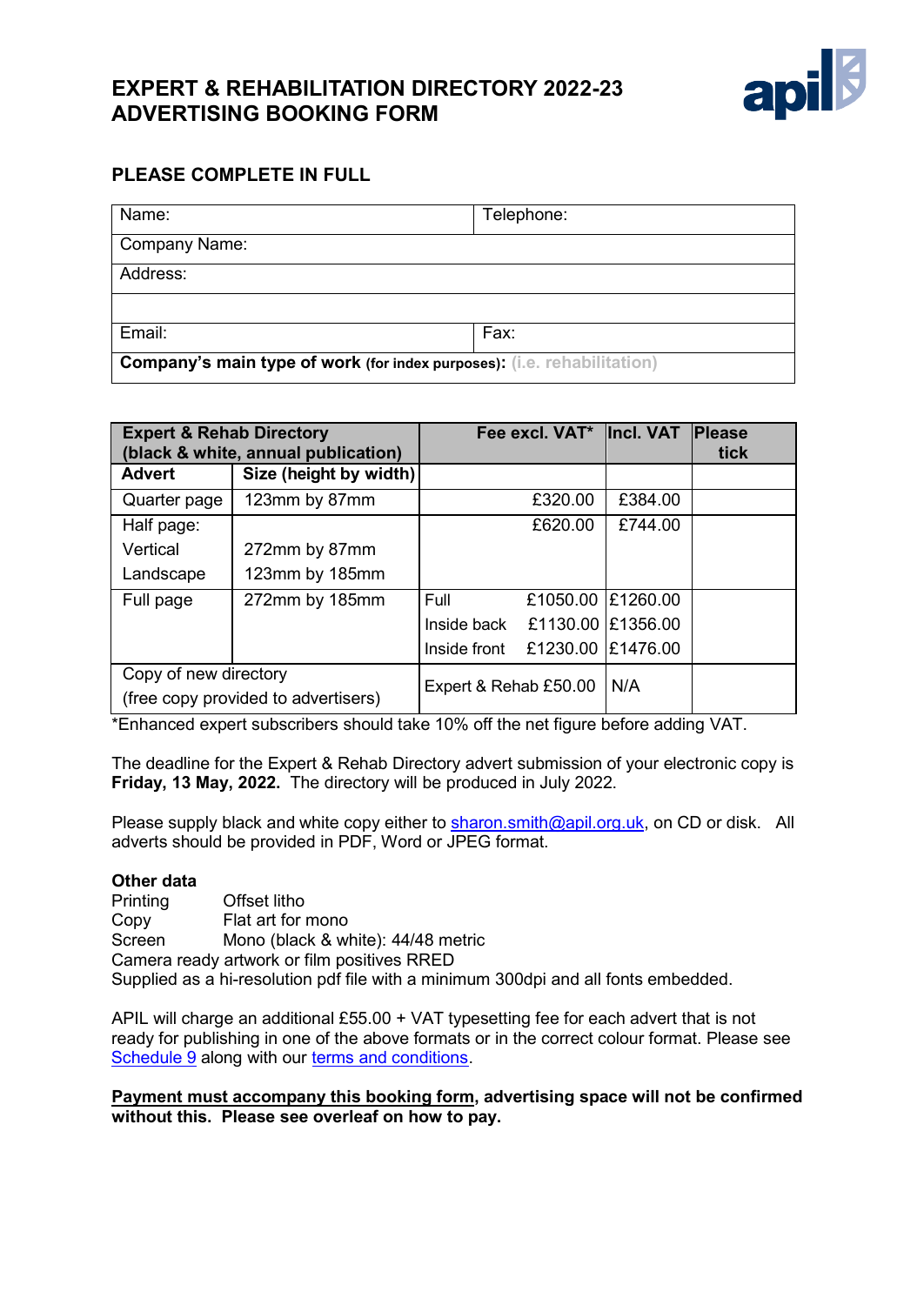# EXPERT & REHABILITATION DIRECTORY 2022-23
# ADVERTISING BOOKING FORM

## PLEASE COMPLETE IN FULL

| Name: | Telephone: |
|---|---|
| Company Name: | |
| Address: | |
| | |
| Email: | Fax: |
| **Company's main type of work** (for index purposes): (i.e. rehabilitation) | |

| **Expert & Rehab Directory (black & white, annual publication)** | | **Fee excl. VAT*** | **Incl. VAT** | **Please tick** |
|---|---|---|---|---|
| **Advert** | **Size (height by width)** | | | |
| Quarter page | 123mm by 87mm | £320.00 | £384.00 | |
| Half page: Vertical / Landscape | 272mm by 87mm / 123mm by 185mm | £620.00 | £744.00 | |
| Full page | 272mm by 185mm | Full £1050.00 | £1260.00 | |
| | | Inside back £1130.00 | £1356.00 | |
| | | Inside front £1230.00 | £1476.00 | |
| Copy of new directory (free copy provided to advertisers) | | Expert & Rehab £50.00 | N/A | |

*Enhanced expert subscribers should take 10% off the net figure before adding VAT.

The deadline for the Expert & Rehab Directory advert submission of your electronic copy is **Friday, 13 May, 2022.** The directory will be produced in July 2022.

Please supply black and white copy either to sharon.smith@apil.org.uk, on CD or disk. All adverts should be provided in PDF, Word or JPEG format.

**Other data**

Printing Offset litho
Copy Flat art for mono
Screen Mono (black & white): 44/48 metric
Camera ready artwork or film positives RRED
Supplied as a hi-resolution pdf file with a minimum 300dpi and all fonts embedded.

APIL will charge an additional £55.00 + VAT typesetting fee for each advert that is not ready for publishing in one of the above formats or in the correct colour format. Please see Schedule 9 along with our terms and conditions.

**Payment must accompany this booking form, advertising space will not be confirmed without this. Please see overleaf on how to pay.**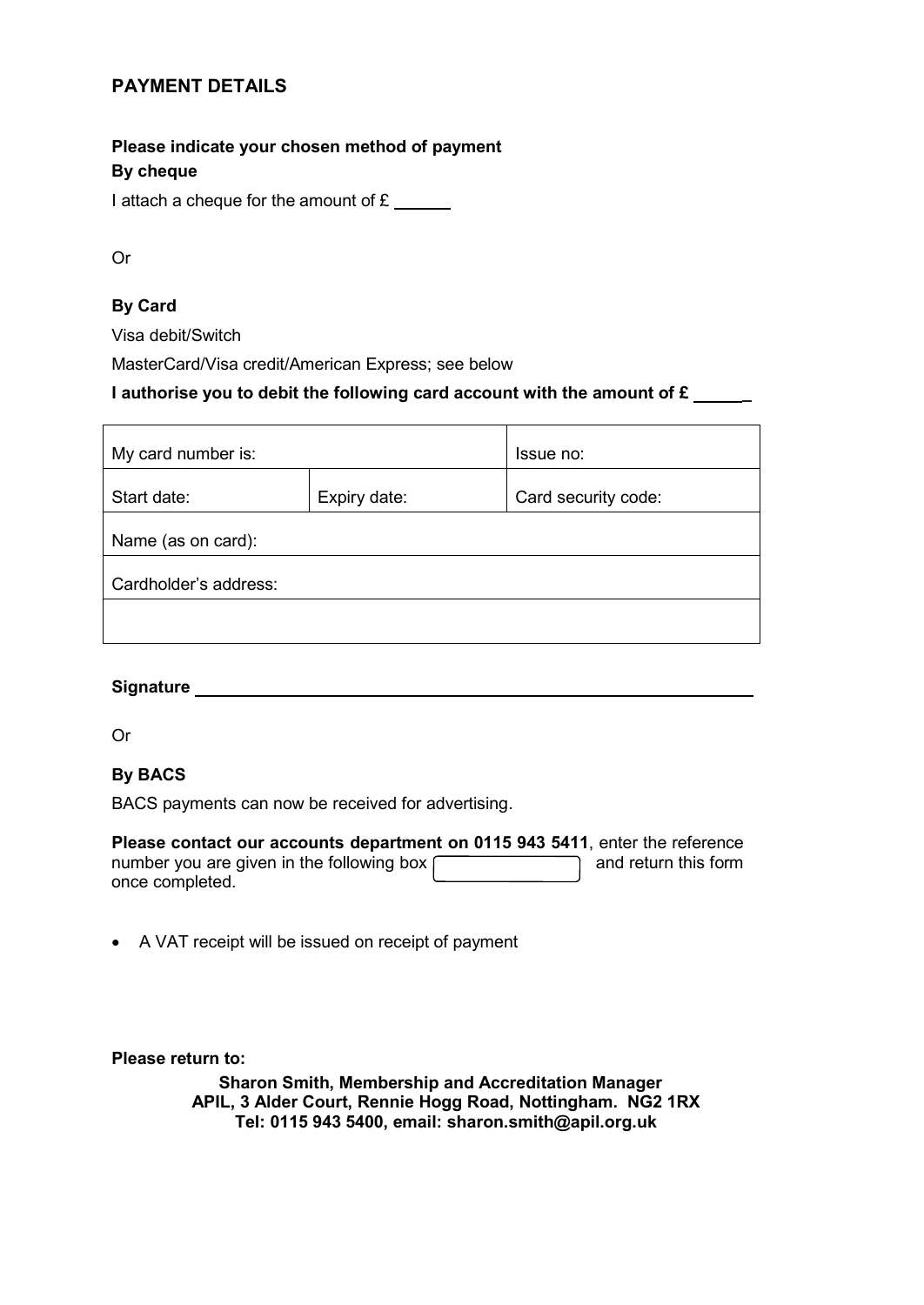## PAYMENT DETAILS

**Please indicate your chosen method of payment**

**By cheque**

I attach a cheque for the amount of £ ______

Or

**By Card**

Visa debit/Switch

MasterCard/Visa credit/American Express; see below

**I authorise you to debit the following card account with the amount of £ ______**

| | | |
|---|---|---|
| My card number is: | | Issue no: |
| Start date: | Expiry date: | Card security code: |
| Name (as on card): | | |
| Cardholder's address: | | |
| | | |

**Signature** ____________________________________________

Or

**By BACS**

BACS payments can now be received for advertising.

**Please contact our accounts department on 0115 943 5411**, enter the reference number you are given in the following box [ ] and return this form once completed.

- A VAT receipt will be issued on receipt of payment

**Please return to:**

**Sharon Smith, Membership and Accreditation Manager**
**APIL, 3 Alder Court, Rennie Hogg Road, Nottingham. NG2 1RX**
**Tel: 0115 943 5400, email: sharon.smith@apil.org.uk**